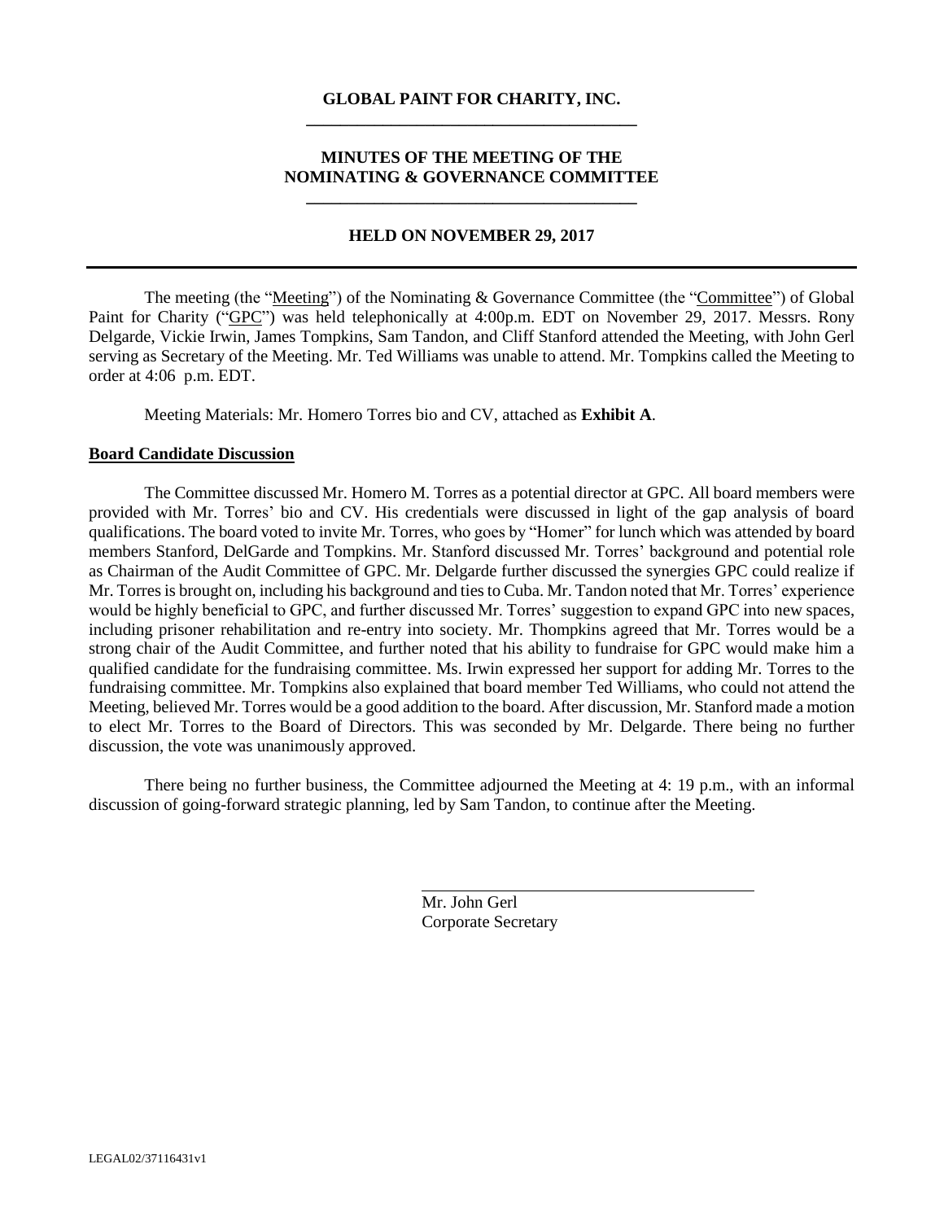**GLOBAL PAINT FOR CHARITY, INC.**

---

**MINUTES OF THE MEETING OF THE NOMINATING & GOVERNANCE COMMITTEE**

---

**HELD ON NOVEMBER 29, 2017**

---

The meeting (the "Meeting") of the Nominating & Governance Committee (the "Committee") of Global Paint for Charity ("GPC") was held telephonically at 4:00p.m. EDT on November 29, 2017. Messrs. Rony Delgarde, Vickie Irwin, James Tompkins, Sam Tandon, and Cliff Stanford attended the Meeting, with John Gerl serving as Secretary of the Meeting. Mr. Ted Williams was unable to attend. Mr. Tompkins called the Meeting to order at 4:06 p.m. EDT.

Meeting Materials: Mr. Homero Torres bio and CV, attached as **Exhibit A**.

**Board Candidate Discussion**

The Committee discussed Mr. Homero M. Torres as a potential director at GPC. All board members were provided with Mr. Torres' bio and CV. His credentials were discussed in light of the gap analysis of board qualifications. The board voted to invite Mr. Torres, who goes by "Homer" for lunch which was attended by board members Stanford, DelGarde and Tompkins. Mr. Stanford discussed Mr. Torres' background and potential role as Chairman of the Audit Committee of GPC. Mr. Delgarde further discussed the synergies GPC could realize if Mr. Torres is brought on, including his background and ties to Cuba. Mr. Tandon noted that Mr. Torres' experience would be highly beneficial to GPC, and further discussed Mr. Torres' suggestion to expand GPC into new spaces, including prisoner rehabilitation and re-entry into society. Mr. Thompkins agreed that Mr. Torres would be a strong chair of the Audit Committee, and further noted that his ability to fundraise for GPC would make him a qualified candidate for the fundraising committee. Ms. Irwin expressed her support for adding Mr. Torres to the fundraising committee. Mr. Tompkins also explained that board member Ted Williams, who could not attend the Meeting, believed Mr. Torres would be a good addition to the board. After discussion, Mr. Stanford made a motion to elect Mr. Torres to the Board of Directors. This was seconded by Mr. Delgarde. There being no further discussion, the vote was unanimously approved.

There being no further business, the Committee adjourned the Meeting at 4: 19 p.m., with an informal discussion of going-forward strategic planning, led by Sam Tandon, to continue after the Meeting.

\_\_\_\_\_\_\_\_\_\_\_\_\_\_\_\_\_\_\_\_\_\_\_\_\_\_\_\_\_\_\_\_\_\_\_\_\_\_

Mr. John Gerl
Corporate Secretary

LEGAL02/37116431v1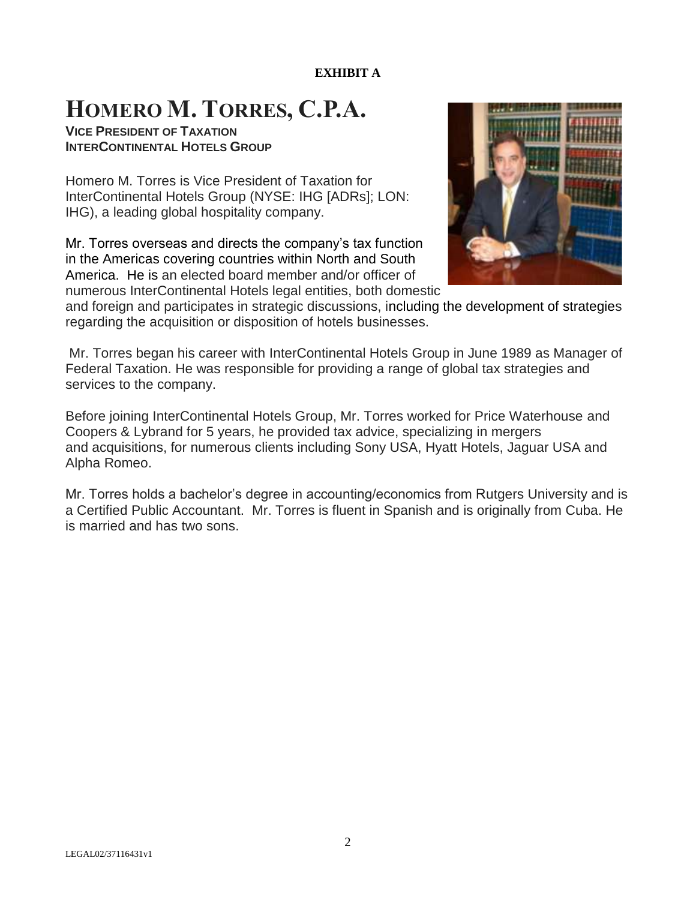**EXHIBIT A**

# HOMERO M. TORRES, C.P.A.

**VICE PRESIDENT OF TAXATION**
**INTERCONTINENTAL HOTELS GROUP**

Homero M. Torres is Vice President of Taxation for InterContinental Hotels Group (NYSE: IHG [ADRs]; LON: IHG), a leading global hospitality company.

Mr. Torres overseas and directs the company's tax function in the Americas covering countries within North and South America. He is an elected board member and/or officer of numerous InterContinental Hotels legal entities, both domestic and foreign and participates in strategic discussions, including the development of strategies regarding the acquisition or disposition of hotels businesses.

Mr. Torres began his career with InterContinental Hotels Group in June 1989 as Manager of Federal Taxation. He was responsible for providing a range of global tax strategies and services to the company.

Before joining InterContinental Hotels Group, Mr. Torres worked for Price Waterhouse and Coopers & Lybrand for 5 years, he provided tax advice, specializing in mergers and acquisitions, for numerous clients including Sony USA, Hyatt Hotels, Jaguar USA and Alpha Romeo.

Mr. Torres holds a bachelor's degree in accounting/economics from Rutgers University and is a Certified Public Accountant. Mr. Torres is fluent in Spanish and is originally from Cuba. He is married and has two sons.

LEGAL02/37116431v1